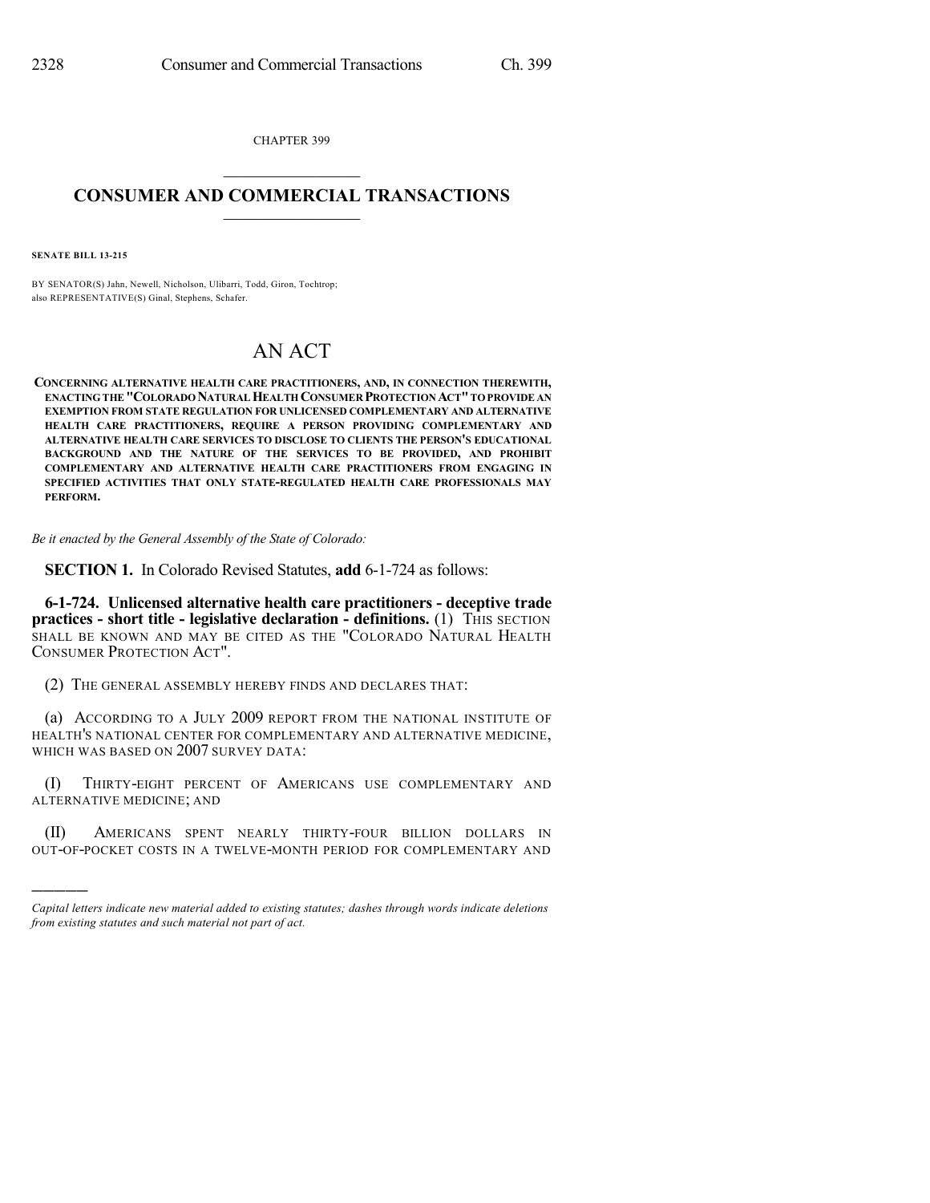CHAPTER 399

# CONSUMER AND COMMERCIAL TRANSACTIONS

**SENATE BILL 13-215**

BY SENATOR(S) Jahn, Newell, Nicholson, Ulibarri, Todd, Giron, Tochtrop;
also REPRESENTATIVE(S) Ginal, Stephens, Schafer.

# AN ACT

**CONCERNING ALTERNATIVE HEALTH CARE PRACTITIONERS, AND, IN CONNECTION THEREWITH, ENACTING THE "COLORADO NATURAL HEALTH CONSUMER PROTECTION ACT" TO PROVIDE AN EXEMPTION FROM STATE REGULATION FOR UNLICENSED COMPLEMENTARY AND ALTERNATIVE HEALTH CARE PRACTITIONERS, REQUIRE A PERSON PROVIDING COMPLEMENTARY AND ALTERNATIVE HEALTH CARE SERVICES TO DISCLOSE TO CLIENTS THE PERSON'S EDUCATIONAL BACKGROUND AND THE NATURE OF THE SERVICES TO BE PROVIDED, AND PROHIBIT COMPLEMENTARY AND ALTERNATIVE HEALTH CARE PRACTITIONERS FROM ENGAGING IN SPECIFIED ACTIVITIES THAT ONLY STATE-REGULATED HEALTH CARE PROFESSIONALS MAY PERFORM.**

*Be it enacted by the General Assembly of the State of Colorado:*

**SECTION 1.** In Colorado Revised Statutes, **add** 6-1-724 as follows:

**6-1-724. Unlicensed alternative health care practitioners - deceptive trade practices - short title - legislative declaration - definitions.** (1) THIS SECTION SHALL BE KNOWN AND MAY BE CITED AS THE "COLORADO NATURAL HEALTH CONSUMER PROTECTION ACT".

(2) THE GENERAL ASSEMBLY HEREBY FINDS AND DECLARES THAT:

(a) ACCORDING TO A JULY 2009 REPORT FROM THE NATIONAL INSTITUTE OF HEALTH'S NATIONAL CENTER FOR COMPLEMENTARY AND ALTERNATIVE MEDICINE, WHICH WAS BASED ON 2007 SURVEY DATA:

(I) THIRTY-EIGHT PERCENT OF AMERICANS USE COMPLEMENTARY AND ALTERNATIVE MEDICINE; AND

(II) AMERICANS SPENT NEARLY THIRTY-FOUR BILLION DOLLARS IN OUT-OF-POCKET COSTS IN A TWELVE-MONTH PERIOD FOR COMPLEMENTARY AND

---

*Capital letters indicate new material added to existing statutes; dashes through words indicate deletions from existing statutes and such material not part of act.*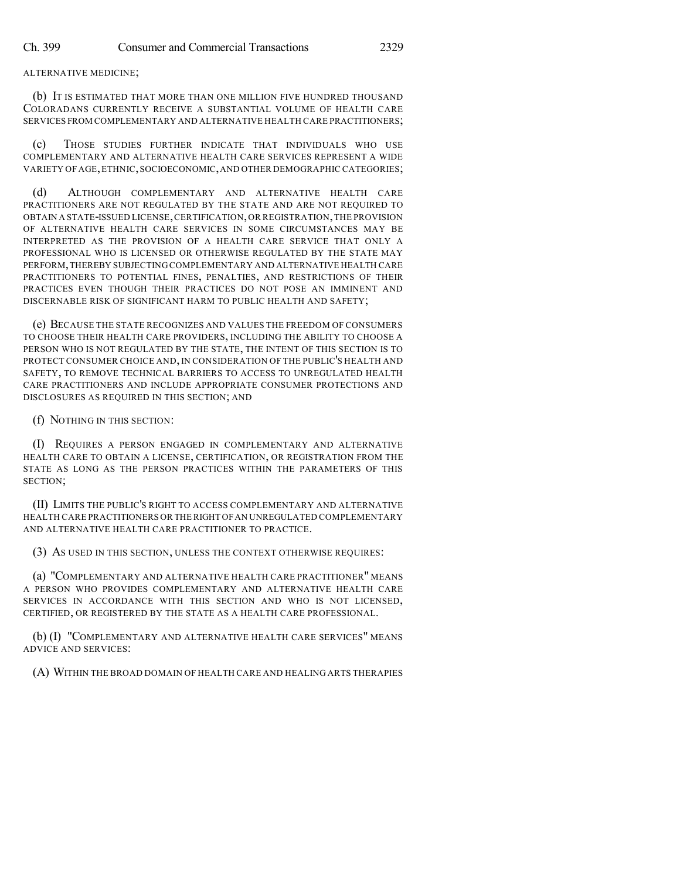ALTERNATIVE MEDICINE;

(b) IT IS ESTIMATED THAT MORE THAN ONE MILLION FIVE HUNDRED THOUSAND COLORADANS CURRENTLY RECEIVE A SUBSTANTIAL VOLUME OF HEALTH CARE SERVICES FROM COMPLEMENTARY AND ALTERNATIVE HEALTH CARE PRACTITIONERS;

(c) THOSE STUDIES FURTHER INDICATE THAT INDIVIDUALS WHO USE COMPLEMENTARY AND ALTERNATIVE HEALTH CARE SERVICES REPRESENT A WIDE VARIETY OF AGE, ETHNIC, SOCIOECONOMIC, AND OTHER DEMOGRAPHIC CATEGORIES;

(d) ALTHOUGH COMPLEMENTARY AND ALTERNATIVE HEALTH CARE PRACTITIONERS ARE NOT REGULATED BY THE STATE AND ARE NOT REQUIRED TO OBTAIN A STATE-ISSUED LICENSE, CERTIFICATION, OR REGISTRATION, THE PROVISION OF ALTERNATIVE HEALTH CARE SERVICES IN SOME CIRCUMSTANCES MAY BE INTERPRETED AS THE PROVISION OF A HEALTH CARE SERVICE THAT ONLY A PROFESSIONAL WHO IS LICENSED OR OTHERWISE REGULATED BY THE STATE MAY PERFORM, THEREBY SUBJECTING COMPLEMENTARY AND ALTERNATIVE HEALTH CARE PRACTITIONERS TO POTENTIAL FINES, PENALTIES, AND RESTRICTIONS OF THEIR PRACTICES EVEN THOUGH THEIR PRACTICES DO NOT POSE AN IMMINENT AND DISCERNABLE RISK OF SIGNIFICANT HARM TO PUBLIC HEALTH AND SAFETY;

(e) BECAUSE THE STATE RECOGNIZES AND VALUES THE FREEDOM OF CONSUMERS TO CHOOSE THEIR HEALTH CARE PROVIDERS, INCLUDING THE ABILITY TO CHOOSE A PERSON WHO IS NOT REGULATED BY THE STATE, THE INTENT OF THIS SECTION IS TO PROTECT CONSUMER CHOICE AND, IN CONSIDERATION OF THE PUBLIC'S HEALTH AND SAFETY, TO REMOVE TECHNICAL BARRIERS TO ACCESS TO UNREGULATED HEALTH CARE PRACTITIONERS AND INCLUDE APPROPRIATE CONSUMER PROTECTIONS AND DISCLOSURES AS REQUIRED IN THIS SECTION; AND

(f) NOTHING IN THIS SECTION:

(I) REQUIRES A PERSON ENGAGED IN COMPLEMENTARY AND ALTERNATIVE HEALTH CARE TO OBTAIN A LICENSE, CERTIFICATION, OR REGISTRATION FROM THE STATE AS LONG AS THE PERSON PRACTICES WITHIN THE PARAMETERS OF THIS SECTION;

(II) LIMITS THE PUBLIC'S RIGHT TO ACCESS COMPLEMENTARY AND ALTERNATIVE HEALTH CARE PRACTITIONERS OR THE RIGHT OF AN UNREGULATED COMPLEMENTARY AND ALTERNATIVE HEALTH CARE PRACTITIONER TO PRACTICE.

(3) AS USED IN THIS SECTION, UNLESS THE CONTEXT OTHERWISE REQUIRES:

(a) "COMPLEMENTARY AND ALTERNATIVE HEALTH CARE PRACTITIONER" MEANS A PERSON WHO PROVIDES COMPLEMENTARY AND ALTERNATIVE HEALTH CARE SERVICES IN ACCORDANCE WITH THIS SECTION AND WHO IS NOT LICENSED, CERTIFIED, OR REGISTERED BY THE STATE AS A HEALTH CARE PROFESSIONAL.

(b) (I) "COMPLEMENTARY AND ALTERNATIVE HEALTH CARE SERVICES" MEANS ADVICE AND SERVICES:

(A) WITHIN THE BROAD DOMAIN OF HEALTH CARE AND HEALING ARTS THERAPIES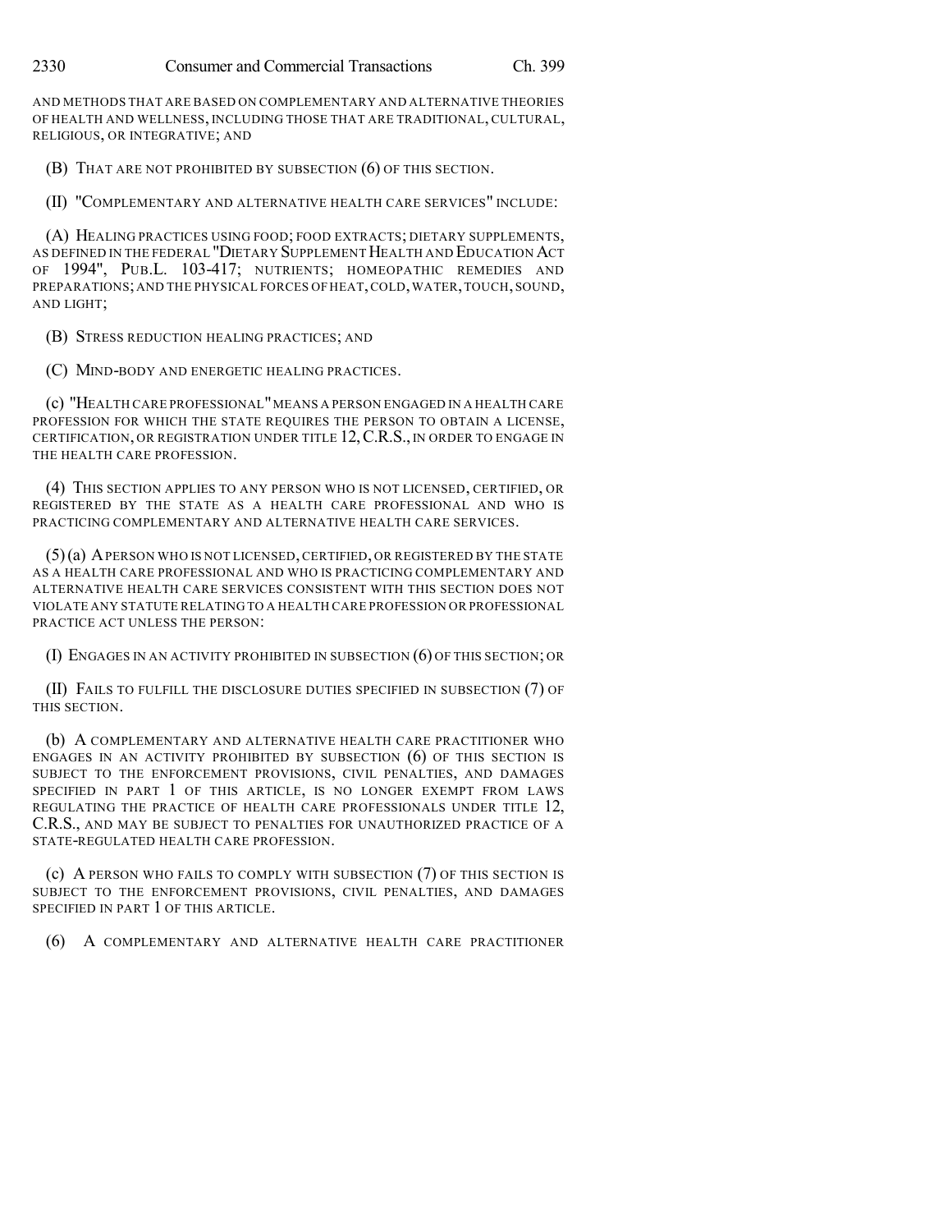AND METHODS THAT ARE BASED ON COMPLEMENTARY AND ALTERNATIVE THEORIES OF HEALTH AND WELLNESS, INCLUDING THOSE THAT ARE TRADITIONAL, CULTURAL, RELIGIOUS, OR INTEGRATIVE; AND

(B) THAT ARE NOT PROHIBITED BY SUBSECTION (6) OF THIS SECTION.

(II) "COMPLEMENTARY AND ALTERNATIVE HEALTH CARE SERVICES" INCLUDE:

(A) HEALING PRACTICES USING FOOD; FOOD EXTRACTS; DIETARY SUPPLEMENTS, AS DEFINED IN THE FEDERAL "DIETARY SUPPLEMENT HEALTH AND EDUCATION ACT OF 1994", PUB.L. 103-417; NUTRIENTS; HOMEOPATHIC REMEDIES AND PREPARATIONS; AND THE PHYSICAL FORCES OF HEAT, COLD, WATER, TOUCH, SOUND, AND LIGHT;

(B) STRESS REDUCTION HEALING PRACTICES; AND

(C) MIND-BODY AND ENERGETIC HEALING PRACTICES.

(c) "HEALTH CARE PROFESSIONAL" MEANS A PERSON ENGAGED IN A HEALTH CARE PROFESSION FOR WHICH THE STATE REQUIRES THE PERSON TO OBTAIN A LICENSE, CERTIFICATION, OR REGISTRATION UNDER TITLE 12, C.R.S., IN ORDER TO ENGAGE IN THE HEALTH CARE PROFESSION.

(4) THIS SECTION APPLIES TO ANY PERSON WHO IS NOT LICENSED, CERTIFIED, OR REGISTERED BY THE STATE AS A HEALTH CARE PROFESSIONAL AND WHO IS PRACTICING COMPLEMENTARY AND ALTERNATIVE HEALTH CARE SERVICES.

(5) (a) A PERSON WHO IS NOT LICENSED, CERTIFIED, OR REGISTERED BY THE STATE AS A HEALTH CARE PROFESSIONAL AND WHO IS PRACTICING COMPLEMENTARY AND ALTERNATIVE HEALTH CARE SERVICES CONSISTENT WITH THIS SECTION DOES NOT VIOLATE ANY STATUTE RELATING TO A HEALTH CARE PROFESSION OR PROFESSIONAL PRACTICE ACT UNLESS THE PERSON:

(I) ENGAGES IN AN ACTIVITY PROHIBITED IN SUBSECTION (6) OF THIS SECTION; OR

(II) FAILS TO FULFILL THE DISCLOSURE DUTIES SPECIFIED IN SUBSECTION (7) OF THIS SECTION.

(b) A COMPLEMENTARY AND ALTERNATIVE HEALTH CARE PRACTITIONER WHO ENGAGES IN AN ACTIVITY PROHIBITED BY SUBSECTION (6) OF THIS SECTION IS SUBJECT TO THE ENFORCEMENT PROVISIONS, CIVIL PENALTIES, AND DAMAGES SPECIFIED IN PART 1 OF THIS ARTICLE, IS NO LONGER EXEMPT FROM LAWS REGULATING THE PRACTICE OF HEALTH CARE PROFESSIONALS UNDER TITLE 12, C.R.S., AND MAY BE SUBJECT TO PENALTIES FOR UNAUTHORIZED PRACTICE OF A STATE-REGULATED HEALTH CARE PROFESSION.

(c) A PERSON WHO FAILS TO COMPLY WITH SUBSECTION (7) OF THIS SECTION IS SUBJECT TO THE ENFORCEMENT PROVISIONS, CIVIL PENALTIES, AND DAMAGES SPECIFIED IN PART 1 OF THIS ARTICLE.

(6) A COMPLEMENTARY AND ALTERNATIVE HEALTH CARE PRACTITIONER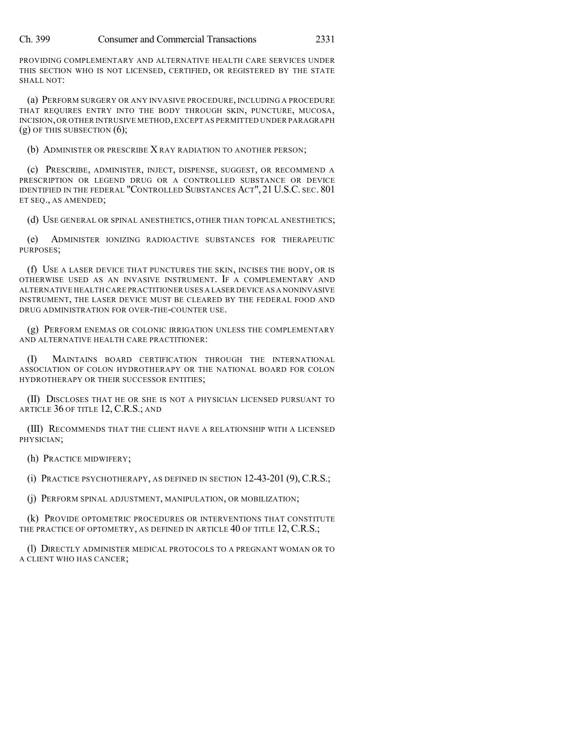PROVIDING COMPLEMENTARY AND ALTERNATIVE HEALTH CARE SERVICES UNDER THIS SECTION WHO IS NOT LICENSED, CERTIFIED, OR REGISTERED BY THE STATE SHALL NOT:

(a) PERFORM SURGERY OR ANY INVASIVE PROCEDURE, INCLUDING A PROCEDURE THAT REQUIRES ENTRY INTO THE BODY THROUGH SKIN, PUNCTURE, MUCOSA, INCISION, OR OTHER INTRUSIVE METHOD, EXCEPT AS PERMITTED UNDER PARAGRAPH (g) OF THIS SUBSECTION (6);

(b) ADMINISTER OR PRESCRIBE X RAY RADIATION TO ANOTHER PERSON;

(c) PRESCRIBE, ADMINISTER, INJECT, DISPENSE, SUGGEST, OR RECOMMEND A PRESCRIPTION OR LEGEND DRUG OR A CONTROLLED SUBSTANCE OR DEVICE IDENTIFIED IN THE FEDERAL "CONTROLLED SUBSTANCES ACT", 21 U.S.C. SEC. 801 ET SEQ., AS AMENDED;

(d) USE GENERAL OR SPINAL ANESTHETICS, OTHER THAN TOPICAL ANESTHETICS;

(e) ADMINISTER IONIZING RADIOACTIVE SUBSTANCES FOR THERAPEUTIC PURPOSES;

(f) USE A LASER DEVICE THAT PUNCTURES THE SKIN, INCISES THE BODY, OR IS OTHERWISE USED AS AN INVASIVE INSTRUMENT. IF A COMPLEMENTARY AND ALTERNATIVE HEALTH CARE PRACTITIONER USES A LASER DEVICE AS A NONINVASIVE INSTRUMENT, THE LASER DEVICE MUST BE CLEARED BY THE FEDERAL FOOD AND DRUG ADMINISTRATION FOR OVER-THE-COUNTER USE.

(g) PERFORM ENEMAS OR COLONIC IRRIGATION UNLESS THE COMPLEMENTARY AND ALTERNATIVE HEALTH CARE PRACTITIONER:

(I) MAINTAINS BOARD CERTIFICATION THROUGH THE INTERNATIONAL ASSOCIATION OF COLON HYDROTHERAPY OR THE NATIONAL BOARD FOR COLON HYDROTHERAPY OR THEIR SUCCESSOR ENTITIES;

(II) DISCLOSES THAT HE OR SHE IS NOT A PHYSICIAN LICENSED PURSUANT TO ARTICLE 36 OF TITLE 12, C.R.S.; AND

(III) RECOMMENDS THAT THE CLIENT HAVE A RELATIONSHIP WITH A LICENSED PHYSICIAN;

(h) PRACTICE MIDWIFERY;

(i) PRACTICE PSYCHOTHERAPY, AS DEFINED IN SECTION 12-43-201 (9), C.R.S.;

(j) PERFORM SPINAL ADJUSTMENT, MANIPULATION, OR MOBILIZATION;

(k) PROVIDE OPTOMETRIC PROCEDURES OR INTERVENTIONS THAT CONSTITUTE THE PRACTICE OF OPTOMETRY, AS DEFINED IN ARTICLE 40 OF TITLE 12, C.R.S.;

(l) DIRECTLY ADMINISTER MEDICAL PROTOCOLS TO A PREGNANT WOMAN OR TO A CLIENT WHO HAS CANCER;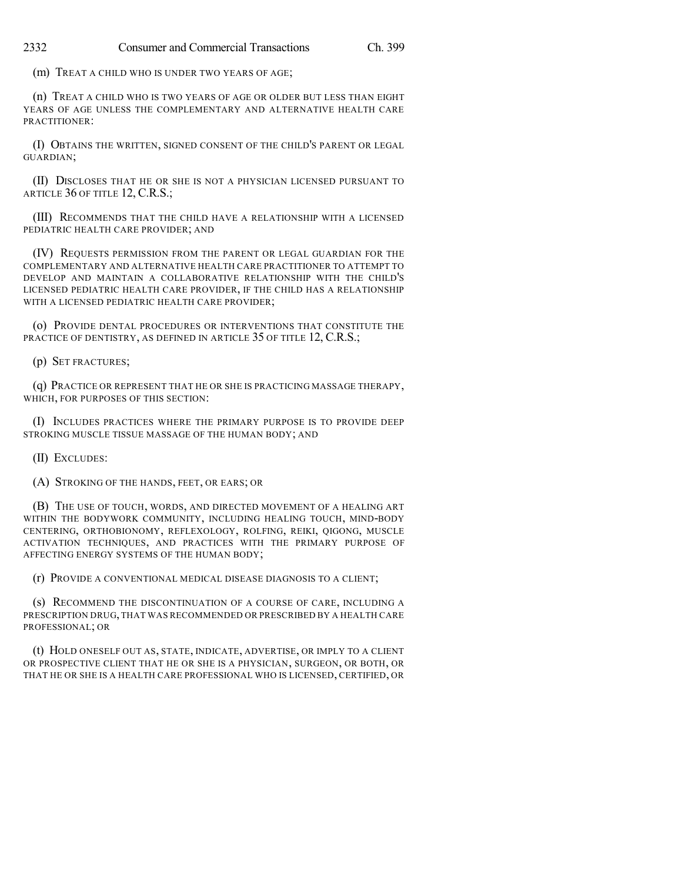(m) TREAT A CHILD WHO IS UNDER TWO YEARS OF AGE;

(n) TREAT A CHILD WHO IS TWO YEARS OF AGE OR OLDER BUT LESS THAN EIGHT YEARS OF AGE UNLESS THE COMPLEMENTARY AND ALTERNATIVE HEALTH CARE PRACTITIONER:

(I) OBTAINS THE WRITTEN, SIGNED CONSENT OF THE CHILD'S PARENT OR LEGAL GUARDIAN;

(II) DISCLOSES THAT HE OR SHE IS NOT A PHYSICIAN LICENSED PURSUANT TO ARTICLE 36 OF TITLE 12, C.R.S.;

(III) RECOMMENDS THAT THE CHILD HAVE A RELATIONSHIP WITH A LICENSED PEDIATRIC HEALTH CARE PROVIDER; AND

(IV) REQUESTS PERMISSION FROM THE PARENT OR LEGAL GUARDIAN FOR THE COMPLEMENTARY AND ALTERNATIVE HEALTH CARE PRACTITIONER TO ATTEMPT TO DEVELOP AND MAINTAIN A COLLABORATIVE RELATIONSHIP WITH THE CHILD'S LICENSED PEDIATRIC HEALTH CARE PROVIDER, IF THE CHILD HAS A RELATIONSHIP WITH A LICENSED PEDIATRIC HEALTH CARE PROVIDER;

(o) PROVIDE DENTAL PROCEDURES OR INTERVENTIONS THAT CONSTITUTE THE PRACTICE OF DENTISTRY, AS DEFINED IN ARTICLE 35 OF TITLE 12, C.R.S.;

(p) SET FRACTURES;

(q) PRACTICE OR REPRESENT THAT HE OR SHE IS PRACTICING MASSAGE THERAPY, WHICH, FOR PURPOSES OF THIS SECTION:

(I) INCLUDES PRACTICES WHERE THE PRIMARY PURPOSE IS TO PROVIDE DEEP STROKING MUSCLE TISSUE MASSAGE OF THE HUMAN BODY; AND

(II) EXCLUDES:

(A) STROKING OF THE HANDS, FEET, OR EARS; OR

(B) THE USE OF TOUCH, WORDS, AND DIRECTED MOVEMENT OF A HEALING ART WITHIN THE BODYWORK COMMUNITY, INCLUDING HEALING TOUCH, MIND-BODY CENTERING, ORTHOBIONOMY, REFLEXOLOGY, ROLFING, REIKI, QIGONG, MUSCLE ACTIVATION TECHNIQUES, AND PRACTICES WITH THE PRIMARY PURPOSE OF AFFECTING ENERGY SYSTEMS OF THE HUMAN BODY;

(r) PROVIDE A CONVENTIONAL MEDICAL DISEASE DIAGNOSIS TO A CLIENT;

(s) RECOMMEND THE DISCONTINUATION OF A COURSE OF CARE, INCLUDING A PRESCRIPTION DRUG, THAT WAS RECOMMENDED OR PRESCRIBED BY A HEALTH CARE PROFESSIONAL; OR

(t) HOLD ONESELF OUT AS, STATE, INDICATE, ADVERTISE, OR IMPLY TO A CLIENT OR PROSPECTIVE CLIENT THAT HE OR SHE IS A PHYSICIAN, SURGEON, OR BOTH, OR THAT HE OR SHE IS A HEALTH CARE PROFESSIONAL WHO IS LICENSED, CERTIFIED, OR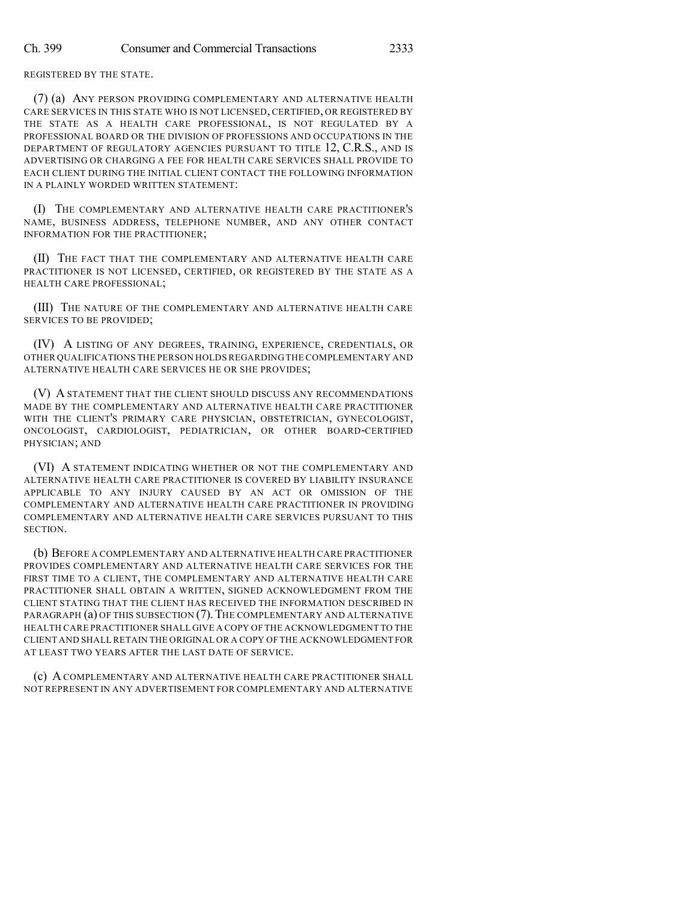REGISTERED BY THE STATE.

(7) (a) ANY PERSON PROVIDING COMPLEMENTARY AND ALTERNATIVE HEALTH CARE SERVICES IN THIS STATE WHO IS NOT LICENSED, CERTIFIED, OR REGISTERED BY THE STATE AS A HEALTH CARE PROFESSIONAL, IS NOT REGULATED BY A PROFESSIONAL BOARD OR THE DIVISION OF PROFESSIONS AND OCCUPATIONS IN THE DEPARTMENT OF REGULATORY AGENCIES PURSUANT TO TITLE 12, C.R.S., AND IS ADVERTISING OR CHARGING A FEE FOR HEALTH CARE SERVICES SHALL PROVIDE TO EACH CLIENT DURING THE INITIAL CLIENT CONTACT THE FOLLOWING INFORMATION IN A PLAINLY WORDED WRITTEN STATEMENT:

(I) THE COMPLEMENTARY AND ALTERNATIVE HEALTH CARE PRACTITIONER'S NAME, BUSINESS ADDRESS, TELEPHONE NUMBER, AND ANY OTHER CONTACT INFORMATION FOR THE PRACTITIONER;

(II) THE FACT THAT THE COMPLEMENTARY AND ALTERNATIVE HEALTH CARE PRACTITIONER IS NOT LICENSED, CERTIFIED, OR REGISTERED BY THE STATE AS A HEALTH CARE PROFESSIONAL;

(III) THE NATURE OF THE COMPLEMENTARY AND ALTERNATIVE HEALTH CARE SERVICES TO BE PROVIDED;

(IV) A LISTING OF ANY DEGREES, TRAINING, EXPERIENCE, CREDENTIALS, OR OTHER QUALIFICATIONS THE PERSON HOLDS REGARDING THE COMPLEMENTARY AND ALTERNATIVE HEALTH CARE SERVICES HE OR SHE PROVIDES;

(V) A STATEMENT THAT THE CLIENT SHOULD DISCUSS ANY RECOMMENDATIONS MADE BY THE COMPLEMENTARY AND ALTERNATIVE HEALTH CARE PRACTITIONER WITH THE CLIENT'S PRIMARY CARE PHYSICIAN, OBSTETRICIAN, GYNECOLOGIST, ONCOLOGIST, CARDIOLOGIST, PEDIATRICIAN, OR OTHER BOARD-CERTIFIED PHYSICIAN; AND

(VI) A STATEMENT INDICATING WHETHER OR NOT THE COMPLEMENTARY AND ALTERNATIVE HEALTH CARE PRACTITIONER IS COVERED BY LIABILITY INSURANCE APPLICABLE TO ANY INJURY CAUSED BY AN ACT OR OMISSION OF THE COMPLEMENTARY AND ALTERNATIVE HEALTH CARE PRACTITIONER IN PROVIDING COMPLEMENTARY AND ALTERNATIVE HEALTH CARE SERVICES PURSUANT TO THIS SECTION.

(b) BEFORE A COMPLEMENTARY AND ALTERNATIVE HEALTH CARE PRACTITIONER PROVIDES COMPLEMENTARY AND ALTERNATIVE HEALTH CARE SERVICES FOR THE FIRST TIME TO A CLIENT, THE COMPLEMENTARY AND ALTERNATIVE HEALTH CARE PRACTITIONER SHALL OBTAIN A WRITTEN, SIGNED ACKNOWLEDGMENT FROM THE CLIENT STATING THAT THE CLIENT HAS RECEIVED THE INFORMATION DESCRIBED IN PARAGRAPH (a) OF THIS SUBSECTION (7). THE COMPLEMENTARY AND ALTERNATIVE HEALTH CARE PRACTITIONER SHALL GIVE A COPY OF THE ACKNOWLEDGMENT TO THE CLIENT AND SHALL RETAIN THE ORIGINAL OR A COPY OF THE ACKNOWLEDGMENT FOR AT LEAST TWO YEARS AFTER THE LAST DATE OF SERVICE.

(c) A COMPLEMENTARY AND ALTERNATIVE HEALTH CARE PRACTITIONER SHALL NOT REPRESENT IN ANY ADVERTISEMENT FOR COMPLEMENTARY AND ALTERNATIVE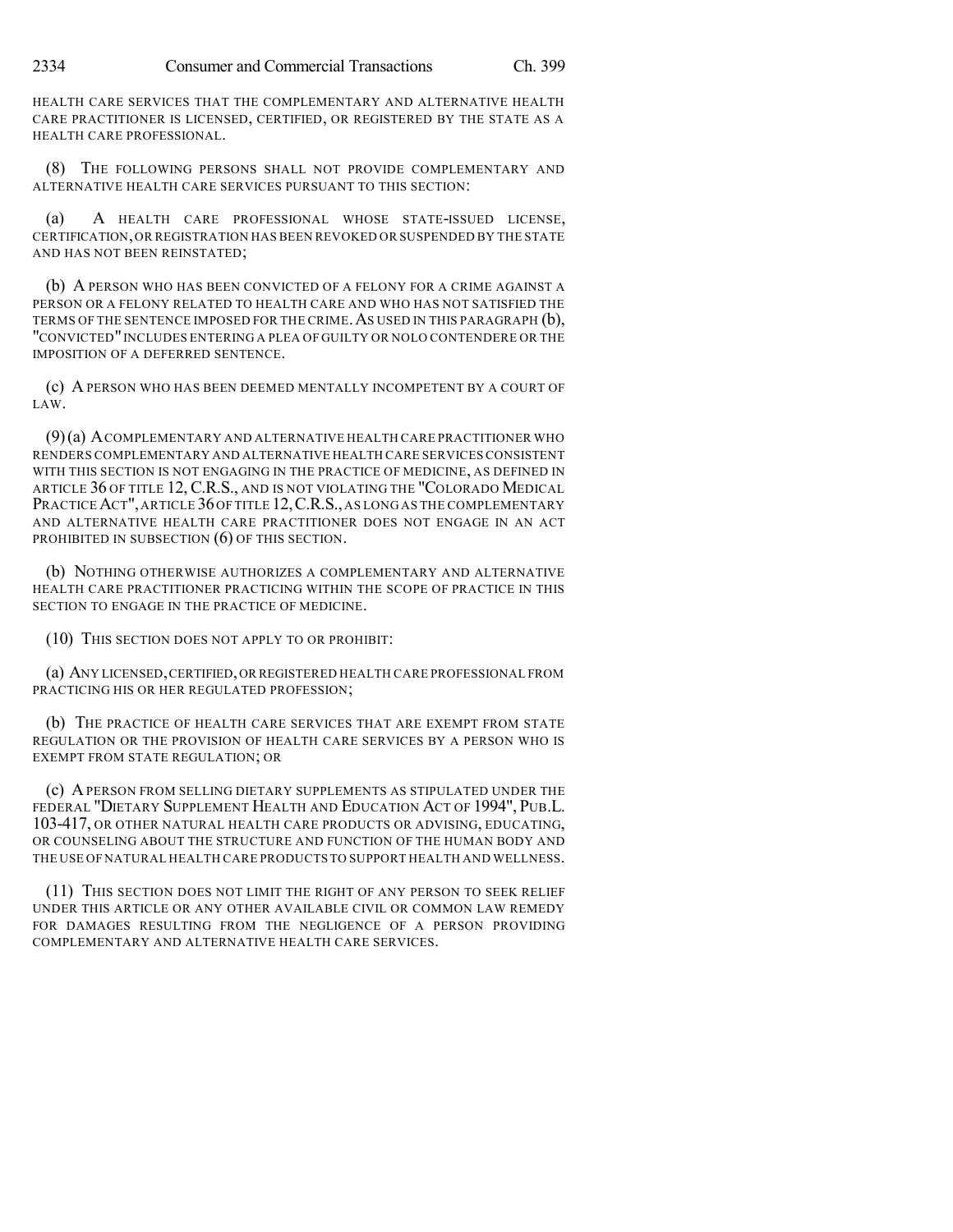HEALTH CARE SERVICES THAT THE COMPLEMENTARY AND ALTERNATIVE HEALTH CARE PRACTITIONER IS LICENSED, CERTIFIED, OR REGISTERED BY THE STATE AS A HEALTH CARE PROFESSIONAL.

(8) THE FOLLOWING PERSONS SHALL NOT PROVIDE COMPLEMENTARY AND ALTERNATIVE HEALTH CARE SERVICES PURSUANT TO THIS SECTION:

(a) A HEALTH CARE PROFESSIONAL WHOSE STATE-ISSUED LICENSE, CERTIFICATION, OR REGISTRATION HAS BEEN REVOKED OR SUSPENDED BY THE STATE AND HAS NOT BEEN REINSTATED;

(b) A PERSON WHO HAS BEEN CONVICTED OF A FELONY FOR A CRIME AGAINST A PERSON OR A FELONY RELATED TO HEALTH CARE AND WHO HAS NOT SATISFIED THE TERMS OF THE SENTENCE IMPOSED FOR THE CRIME. AS USED IN THIS PARAGRAPH (b), "CONVICTED" INCLUDES ENTERING A PLEA OF GUILTY OR NOLO CONTENDERE OR THE IMPOSITION OF A DEFERRED SENTENCE.

(c) A PERSON WHO HAS BEEN DEEMED MENTALLY INCOMPETENT BY A COURT OF LAW.

(9) (a) A COMPLEMENTARY AND ALTERNATIVE HEALTH CARE PRACTITIONER WHO RENDERS COMPLEMENTARY AND ALTERNATIVE HEALTH CARE SERVICES CONSISTENT WITH THIS SECTION IS NOT ENGAGING IN THE PRACTICE OF MEDICINE, AS DEFINED IN ARTICLE 36 OF TITLE 12, C.R.S., AND IS NOT VIOLATING THE "COLORADO MEDICAL PRACTICE ACT", ARTICLE 36 OF TITLE 12, C.R.S., AS LONG AS THE COMPLEMENTARY AND ALTERNATIVE HEALTH CARE PRACTITIONER DOES NOT ENGAGE IN AN ACT PROHIBITED IN SUBSECTION (6) OF THIS SECTION.

(b) NOTHING OTHERWISE AUTHORIZES A COMPLEMENTARY AND ALTERNATIVE HEALTH CARE PRACTITIONER PRACTICING WITHIN THE SCOPE OF PRACTICE IN THIS SECTION TO ENGAGE IN THE PRACTICE OF MEDICINE.

(10) THIS SECTION DOES NOT APPLY TO OR PROHIBIT:

(a) ANY LICENSED, CERTIFIED, OR REGISTERED HEALTH CARE PROFESSIONAL FROM PRACTICING HIS OR HER REGULATED PROFESSION;

(b) THE PRACTICE OF HEALTH CARE SERVICES THAT ARE EXEMPT FROM STATE REGULATION OR THE PROVISION OF HEALTH CARE SERVICES BY A PERSON WHO IS EXEMPT FROM STATE REGULATION; OR

(c) A PERSON FROM SELLING DIETARY SUPPLEMENTS AS STIPULATED UNDER THE FEDERAL "DIETARY SUPPLEMENT HEALTH AND EDUCATION ACT OF 1994", PUB.L. 103-417, OR OTHER NATURAL HEALTH CARE PRODUCTS OR ADVISING, EDUCATING, OR COUNSELING ABOUT THE STRUCTURE AND FUNCTION OF THE HUMAN BODY AND THE USE OF NATURAL HEALTH CARE PRODUCTS TO SUPPORT HEALTH AND WELLNESS.

(11) THIS SECTION DOES NOT LIMIT THE RIGHT OF ANY PERSON TO SEEK RELIEF UNDER THIS ARTICLE OR ANY OTHER AVAILABLE CIVIL OR COMMON LAW REMEDY FOR DAMAGES RESULTING FROM THE NEGLIGENCE OF A PERSON PROVIDING COMPLEMENTARY AND ALTERNATIVE HEALTH CARE SERVICES.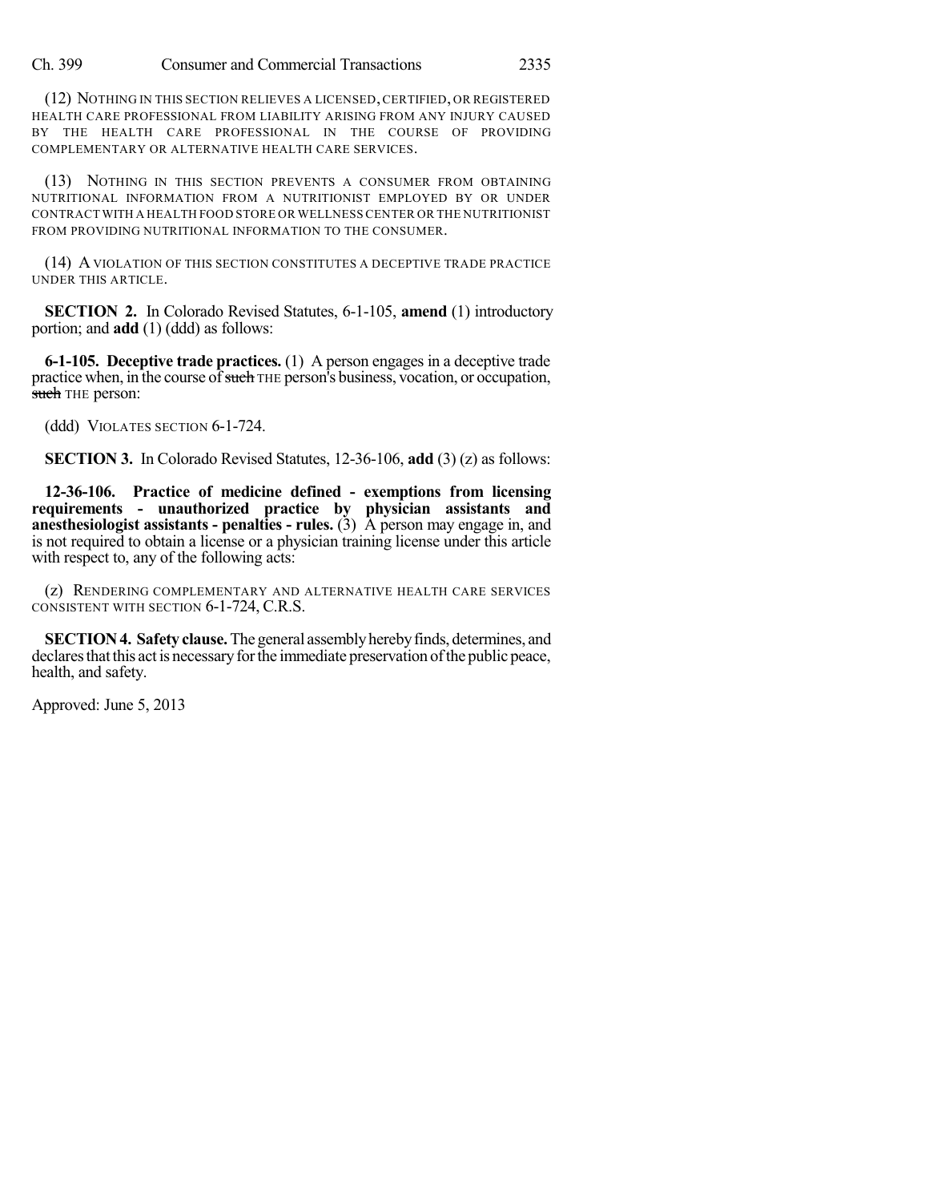(12) NOTHING IN THIS SECTION RELIEVES A LICENSED, CERTIFIED, OR REGISTERED HEALTH CARE PROFESSIONAL FROM LIABILITY ARISING FROM ANY INJURY CAUSED BY THE HEALTH CARE PROFESSIONAL IN THE COURSE OF PROVIDING COMPLEMENTARY OR ALTERNATIVE HEALTH CARE SERVICES.

(13) NOTHING IN THIS SECTION PREVENTS A CONSUMER FROM OBTAINING NUTRITIONAL INFORMATION FROM A NUTRITIONIST EMPLOYED BY OR UNDER CONTRACT WITH A HEALTH FOOD STORE OR WELLNESS CENTER OR THE NUTRITIONIST FROM PROVIDING NUTRITIONAL INFORMATION TO THE CONSUMER.

(14) A VIOLATION OF THIS SECTION CONSTITUTES A DECEPTIVE TRADE PRACTICE UNDER THIS ARTICLE.

**SECTION 2.** In Colorado Revised Statutes, 6-1-105, **amend** (1) introductory portion; and **add** (1) (ddd) as follows:

**6-1-105. Deceptive trade practices.** (1) A person engages in a deceptive trade practice when, in the course of ~~such~~ THE person's business, vocation, or occupation, ~~such~~ THE person:

(ddd) VIOLATES SECTION 6-1-724.

**SECTION 3.** In Colorado Revised Statutes, 12-36-106, **add** (3) (z) as follows:

**12-36-106. Practice of medicine defined - exemptions from licensing requirements - unauthorized practice by physician assistants and anesthesiologist assistants - penalties - rules.** (3) A person may engage in, and is not required to obtain a license or a physician training license under this article with respect to, any of the following acts:

(z) RENDERING COMPLEMENTARY AND ALTERNATIVE HEALTH CARE SERVICES CONSISTENT WITH SECTION 6-1-724, C.R.S.

**SECTION 4. Safety clause.** The general assembly hereby finds, determines, and declares that this act is necessary for the immediate preservation of the public peace, health, and safety.

Approved: June 5, 2013